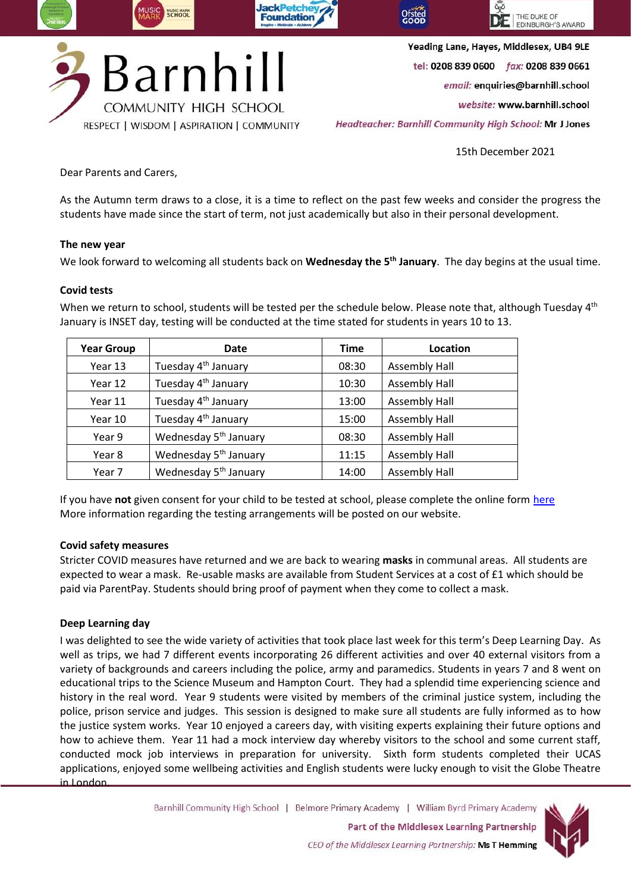# Barnhill

COMMUNITY HIGH SCHOOL

RESPECT | WISDOM | ASPIRATION | COMMUNITY

Yeading Lane, Hayes, Middlesex, UB4 9LE

tel: 0208 839 0600 fax: 0208 839 0661

email: enquiries@barnhill.school

website: www.barnhill.school

*Headteacher: Barnhill Community High School:* **Mr J Jones**

15th December 2021

Dear Parents and Carers,

As the Autumn term draws to a close, it is a time to reflect on the past few weeks and consider the progress the students have made since the start of term, not just academically but also in their personal development.

**The new year**

We look forward to welcoming all students back on **Wednesday the 5th January**. The day begins at the usual time.

**Covid tests**

When we return to school, students will be tested per the schedule below. Please note that, although Tuesday 4th January is INSET day, testing will be conducted at the time stated for students in years 10 to 13.

| Year Group | Date | Time | Location |
|---|---|---|---|
| Year 13 | Tuesday 4th January | 08:30 | Assembly Hall |
| Year 12 | Tuesday 4th January | 10:30 | Assembly Hall |
| Year 11 | Tuesday 4th January | 13:00 | Assembly Hall |
| Year 10 | Tuesday 4th January | 15:00 | Assembly Hall |
| Year 9 | Wednesday 5th January | 08:30 | Assembly Hall |
| Year 8 | Wednesday 5th January | 11:15 | Assembly Hall |
| Year 7 | Wednesday 5th January | 14:00 | Assembly Hall |

If you have **not** given consent for your child to be tested at school, please complete the online form here
More information regarding the testing arrangements will be posted on our website.

**Covid safety measures**

Stricter COVID measures have returned and we are back to wearing **masks** in communal areas. All students are expected to wear a mask. Re-usable masks are available from Student Services at a cost of £1 which should be paid via ParentPay. Students should bring proof of payment when they come to collect a mask.

**Deep Learning day**

I was delighted to see the wide variety of activities that took place last week for this term's Deep Learning Day. As well as trips, we had 7 different events incorporating 26 different activities and over 40 external visitors from a variety of backgrounds and careers including the police, army and paramedics. Students in years 7 and 8 went on educational trips to the Science Museum and Hampton Court. They had a splendid time experiencing science and history in the real word. Year 9 students were visited by members of the criminal justice system, including the police, prison service and judges. This session is designed to make sure all students are fully informed as to how the justice system works. Year 10 enjoyed a careers day, with visiting experts explaining their future options and how to achieve them. Year 11 had a mock interview day whereby visitors to the school and some current staff, conducted mock job interviews in preparation for university. Sixth form students completed their UCAS applications, enjoyed some wellbeing activities and English students were lucky enough to visit the Globe Theatre in London.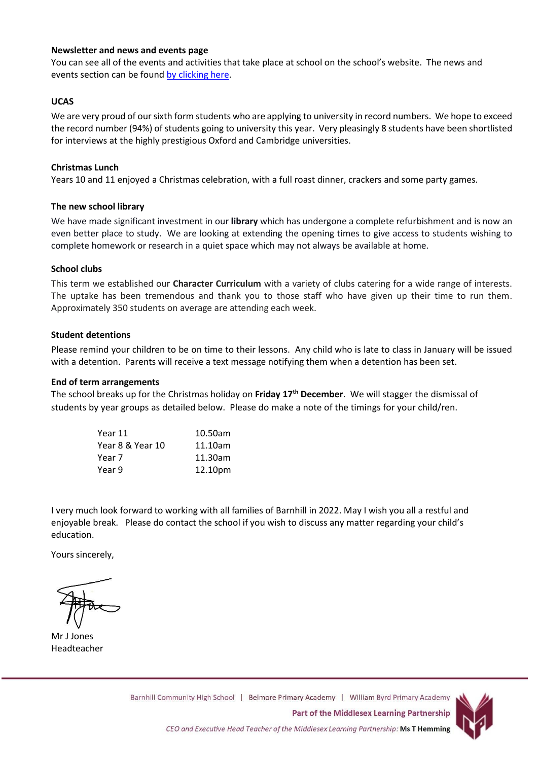**Newsletter and news and events page**

You can see all of the events and activities that take place at school on the school's website. The news and events section can be found by clicking here.

**UCAS**

We are very proud of our sixth form students who are applying to university in record numbers. We hope to exceed the record number (94%) of students going to university this year. Very pleasingly 8 students have been shortlisted for interviews at the highly prestigious Oxford and Cambridge universities.

**Christmas Lunch**

Years 10 and 11 enjoyed a Christmas celebration, with a full roast dinner, crackers and some party games.

**The new school library**

We have made significant investment in our **library** which has undergone a complete refurbishment and is now an even better place to study. We are looking at extending the opening times to give access to students wishing to complete homework or research in a quiet space which may not always be available at home.

**School clubs**

This term we established our **Character Curriculum** with a variety of clubs catering for a wide range of interests. The uptake has been tremendous and thank you to those staff who have given up their time to run them. Approximately 350 students on average are attending each week.

**Student detentions**

Please remind your children to be on time to their lessons. Any child who is late to class in January will be issued with a detention. Parents will receive a text message notifying them when a detention has been set.

**End of term arrangements**

The school breaks up for the Christmas holiday on **Friday 17th December**. We will stagger the dismissal of students by year groups as detailed below. Please do make a note of the timings for your child/ren.

| | |
|---|---|
| Year 11 | 10.50am |
| Year 8 & Year 10 | 11.10am |
| Year 7 | 11.30am |
| Year 9 | 12.10pm |

I very much look forward to working with all families of Barnhill in 2022. May I wish you all a restful and enjoyable break. Please do contact the school if you wish to discuss any matter regarding your child's education.

Yours sincerely,

Mr J Jones
Headteacher

Barnhill Community High School | Belmore Primary Academy | William Byrd Primary Academy

**Part of the Middlesex Learning Partnership**

*CEO and Executive Head Teacher of the Middlesex Learning Partnership:* **Ms T Hemming**